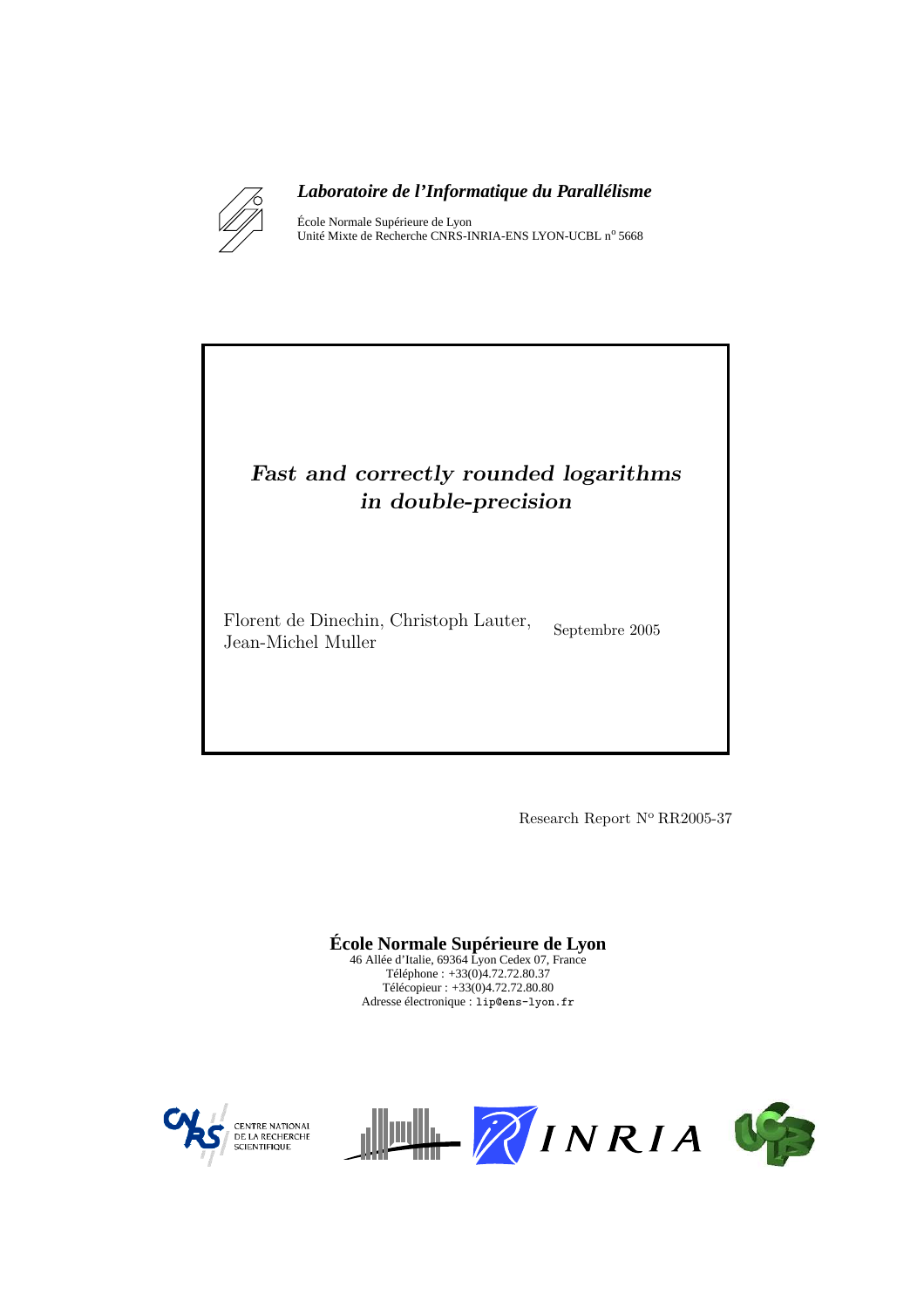***Laboratoire de l'Informatique du Parallélisme***

École Normale Supérieure de Lyon
Unité Mixte de Recherche CNRS-INRIA-ENS LYON-UCBL n° 5668

# *Fast and correctly rounded logarithms in double-precision*

Florent de Dinechin, Christoph Lauter, Jean-Michel Muller

Septembre 2005

Research Report N° RR2005-37

**École Normale Supérieure de Lyon**
46 Allée d'Italie, 69364 Lyon Cedex 07, France
Téléphone : +33(0)4.72.72.80.37
Télécopieur : +33(0)4.72.72.80.80
Adresse électronique : lip@ens-lyon.fr

CENTRE NATIONAL DE LA RECHERCHE SCIENTIFIQUE

INRIA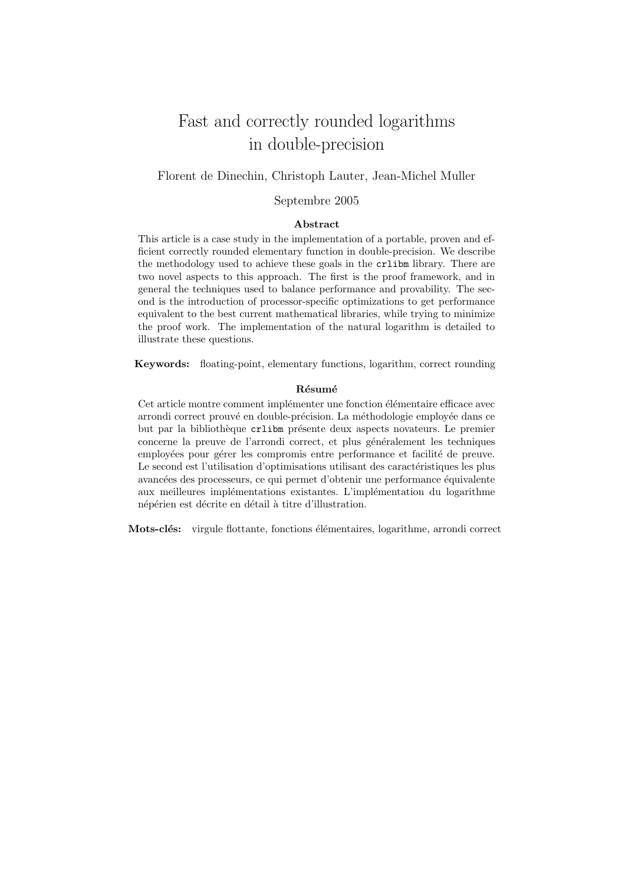# Fast and correctly rounded logarithms in double-precision

Florent de Dinechin, Christoph Lauter, Jean-Michel Muller

Septembre 2005

**Abstract**

This article is a case study in the implementation of a portable, proven and efficient correctly rounded elementary function in double-precision. We describe the methodology used to achieve these goals in the `crlibm` library. There are two novel aspects to this approach. The first is the proof framework, and in general the techniques used to balance performance and provability. The second is the introduction of processor-specific optimizations to get performance equivalent to the best current mathematical libraries, while trying to minimize the proof work. The implementation of the natural logarithm is detailed to illustrate these questions.

**Keywords:** floating-point, elementary functions, logarithm, correct rounding

**Résumé**

Cet article montre comment implémenter une fonction élémentaire efficace avec arrondi correct prouvé en double-précision. La méthodologie employée dans ce but par la bibliothèque `crlibm` présente deux aspects novateurs. Le premier concerne la preuve de l'arrondi correct, et plus généralement les techniques employées pour gérer les compromis entre performance et facilité de preuve. Le second est l'utilisation d'optimisations utilisant des caractéristiques les plus avancées des processeurs, ce qui permet d'obtenir une performance équivalente aux meilleures implémentations existantes. L'implémentation du logarithme népérien est décrite en détail à titre d'illustration.

**Mots-clés:** virgule flottante, fonctions élémentaires, logarithme, arrondi correct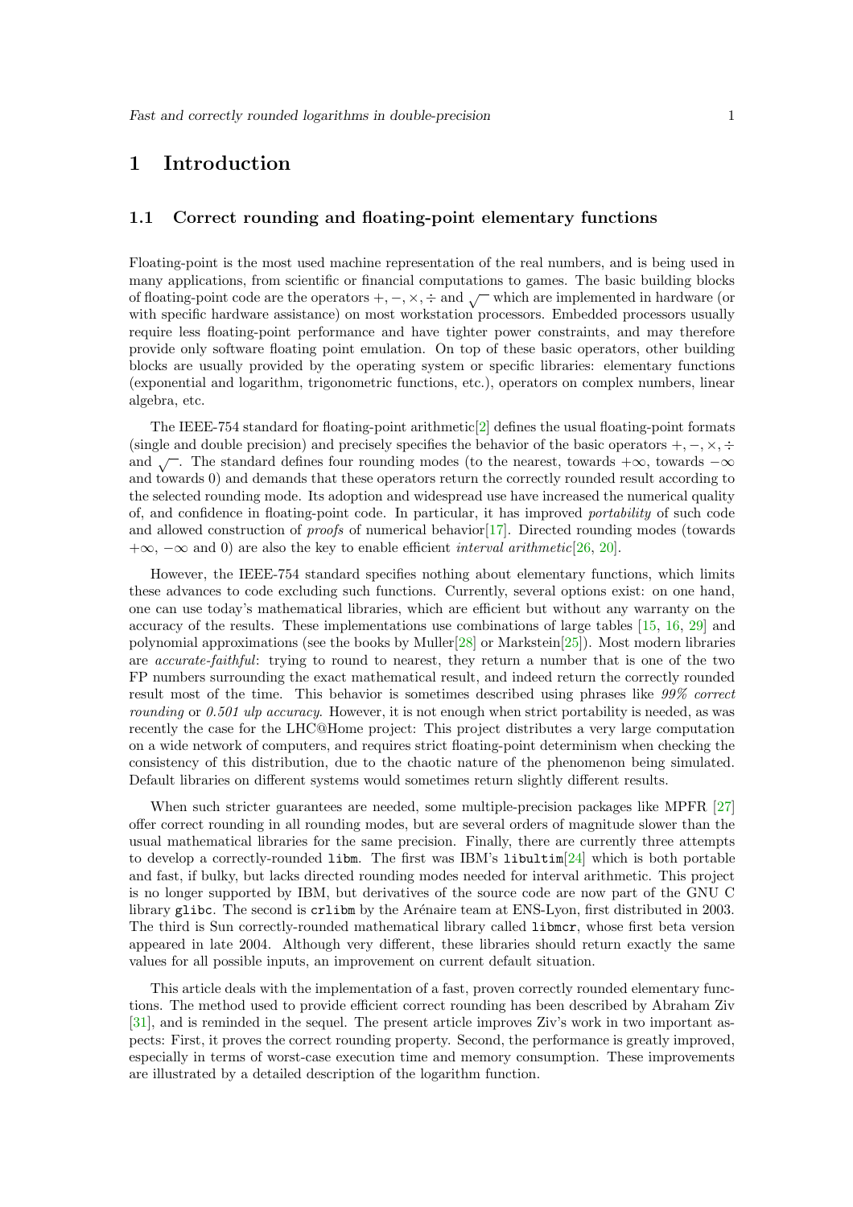# 1 Introduction

## 1.1 Correct rounding and floating-point elementary functions

Floating-point is the most used machine representation of the real numbers, and is being used in many applications, from scientific or financial computations to games. The basic building blocks of floating-point code are the operators $+, -, \times, \div$ and $\sqrt{\ }$ which are implemented in hardware (or with specific hardware assistance) on most workstation processors. Embedded processors usually require less floating-point performance and have tighter power constraints, and may therefore provide only software floating point emulation. On top of these basic operators, other building blocks are usually provided by the operating system or specific libraries: elementary functions (exponential and logarithm, trigonometric functions, etc.), operators on complex numbers, linear algebra, etc.

The IEEE-754 standard for floating-point arithmetic[2] defines the usual floating-point formats (single and double precision) and precisely specifies the behavior of the basic operators $+, -, \times, \div$ and $\sqrt{\ }$. The standard defines four rounding modes (to the nearest, towards $+\infty$, towards $-\infty$ and towards 0) and demands that these operators return the correctly rounded result according to the selected rounding mode. Its adoption and widespread use have increased the numerical quality of, and confidence in floating-point code. In particular, it has improved *portability* of such code and allowed construction of *proofs* of numerical behavior[17]. Directed rounding modes (towards $+\infty$, $-\infty$ and 0) are also the key to enable efficient *interval arithmetic*[26, 20].

However, the IEEE-754 standard specifies nothing about elementary functions, which limits these advances to code excluding such functions. Currently, several options exist: on one hand, one can use today's mathematical libraries, which are efficient but without any warranty on the accuracy of the results. These implementations use combinations of large tables [15, 16, 29] and polynomial approximations (see the books by Muller[28] or Markstein[25]). Most modern libraries are *accurate-faithful*: trying to round to nearest, they return a number that is one of the two FP numbers surrounding the exact mathematical result, and indeed return the correctly rounded result most of the time. This behavior is sometimes described using phrases like *99% correct rounding* or *0.501 ulp accuracy*. However, it is not enough when strict portability is needed, as was recently the case for the LHC@Home project: This project distributes a very large computation on a wide network of computers, and requires strict floating-point determinism when checking the consistency of this distribution, due to the chaotic nature of the phenomenon being simulated. Default libraries on different systems would sometimes return slightly different results.

When such stricter guarantees are needed, some multiple-precision packages like MPFR [27] offer correct rounding in all rounding modes, but are several orders of magnitude slower than the usual mathematical libraries for the same precision. Finally, there are currently three attempts to develop a correctly-rounded `libm`. The first was IBM's `libultim`[24] which is both portable and fast, if bulky, but lacks directed rounding modes needed for interval arithmetic. This project is no longer supported by IBM, but derivatives of the source code are now part of the GNU C library `glibc`. The second is `crlibm` by the Arénaire team at ENS-Lyon, first distributed in 2003. The third is Sun correctly-rounded mathematical library called `libmcr`, whose first beta version appeared in late 2004. Although very different, these libraries should return exactly the same values for all possible inputs, an improvement on current default situation.

This article deals with the implementation of a fast, proven correctly rounded elementary functions. The method used to provide efficient correct rounding has been described by Abraham Ziv [31], and is reminded in the sequel. The present article improves Ziv's work in two important aspects: First, it proves the correct rounding property. Second, the performance is greatly improved, especially in terms of worst-case execution time and memory consumption. These improvements are illustrated by a detailed description of the logarithm function.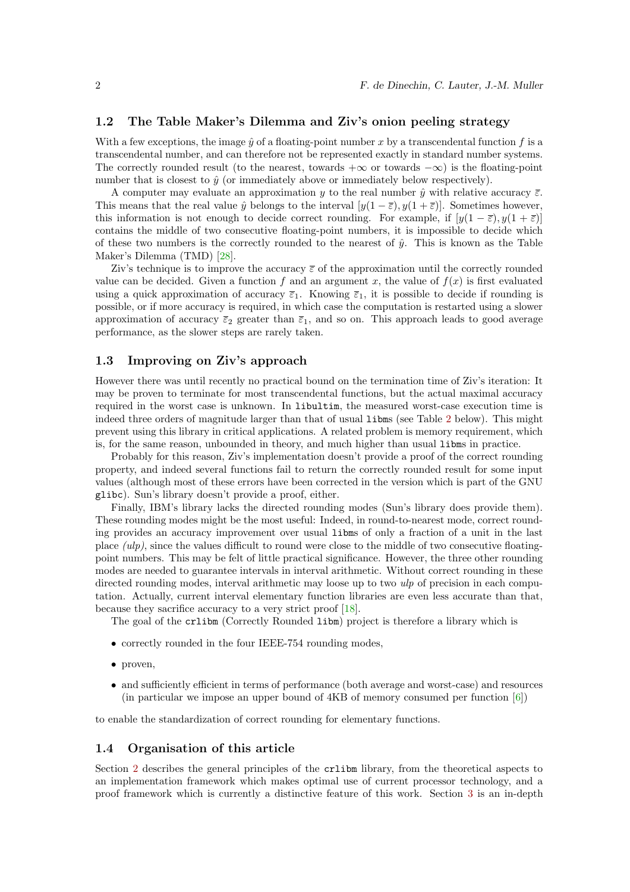## 1.2 The Table Maker's Dilemma and Ziv's onion peeling strategy

With a few exceptions, the image $\hat{y}$ of a floating-point number $x$ by a transcendental function $f$ is a transcendental number, and can therefore not be represented exactly in standard number systems. The correctly rounded result (to the nearest, towards $+\infty$ or towards $-\infty$) is the floating-point number that is closest to $\hat{y}$ (or immediately above or immediately below respectively).

A computer may evaluate an approximation $y$ to the real number $\hat{y}$ with relative accuracy $\overline{\varepsilon}$. This means that the real value $\hat{y}$ belongs to the interval $[y(1-\overline{\varepsilon}), y(1+\overline{\varepsilon})]$. Sometimes however, this information is not enough to decide correct rounding. For example, if $[y(1-\overline{\varepsilon}), y(1+\overline{\varepsilon})]$ contains the middle of two consecutive floating-point numbers, it is impossible to decide which of these two numbers is the correctly rounded to the nearest of $\hat{y}$. This is known as the Table Maker's Dilemma (TMD) [28].

Ziv's technique is to improve the accuracy $\overline{\varepsilon}$ of the approximation until the correctly rounded value can be decided. Given a function $f$ and an argument $x$, the value of $f(x)$ is first evaluated using a quick approximation of accuracy $\overline{\varepsilon}_1$. Knowing $\overline{\varepsilon}_1$, it is possible to decide if rounding is possible, or if more accuracy is required, in which case the computation is restarted using a slower approximation of accuracy $\overline{\varepsilon}_2$ greater than $\overline{\varepsilon}_1$, and so on. This approach leads to good average performance, as the slower steps are rarely taken.

## 1.3 Improving on Ziv's approach

However there was until recently no practical bound on the termination time of Ziv's iteration: It may be proven to terminate for most transcendental functions, but the actual maximal accuracy required in the worst case is unknown. In `libultim`, the measured worst-case execution time is indeed three orders of magnitude larger than that of usual `libm`s (see Table 2 below). This might prevent using this library in critical applications. A related problem is memory requirement, which is, for the same reason, unbounded in theory, and much higher than usual `libm`s in practice.

Probably for this reason, Ziv's implementation doesn't provide a proof of the correct rounding property, and indeed several functions fail to return the correctly rounded result for some input values (although most of these errors have been corrected in the version which is part of the GNU `glibc`). Sun's library doesn't provide a proof, either.

Finally, IBM's library lacks the directed rounding modes (Sun's library does provide them). These rounding modes might be the most useful: Indeed, in round-to-nearest mode, correct rounding provides an accuracy improvement over usual `libm`s of only a fraction of a unit in the last place *(ulp)*, since the values difficult to round were close to the middle of two consecutive floating-point numbers. This may be felt of little practical significance. However, the three other rounding modes are needed to guarantee intervals in interval arithmetic. Without correct rounding in these directed rounding modes, interval arithmetic may loose up to two *ulp* of precision in each computation. Actually, current interval elementary function libraries are even less accurate than that, because they sacrifice accuracy to a very strict proof [18].

The goal of the `crlibm` (Correctly Rounded `libm`) project is therefore a library which is

- correctly rounded in the four IEEE-754 rounding modes,
- proven,
- and sufficiently efficient in terms of performance (both average and worst-case) and resources (in particular we impose an upper bound of 4KB of memory consumed per function [6])

to enable the standardization of correct rounding for elementary functions.

## 1.4 Organisation of this article

Section 2 describes the general principles of the `crlibm` library, from the theoretical aspects to an implementation framework which makes optimal use of current processor technology, and a proof framework which is currently a distinctive feature of this work. Section 3 is an in-depth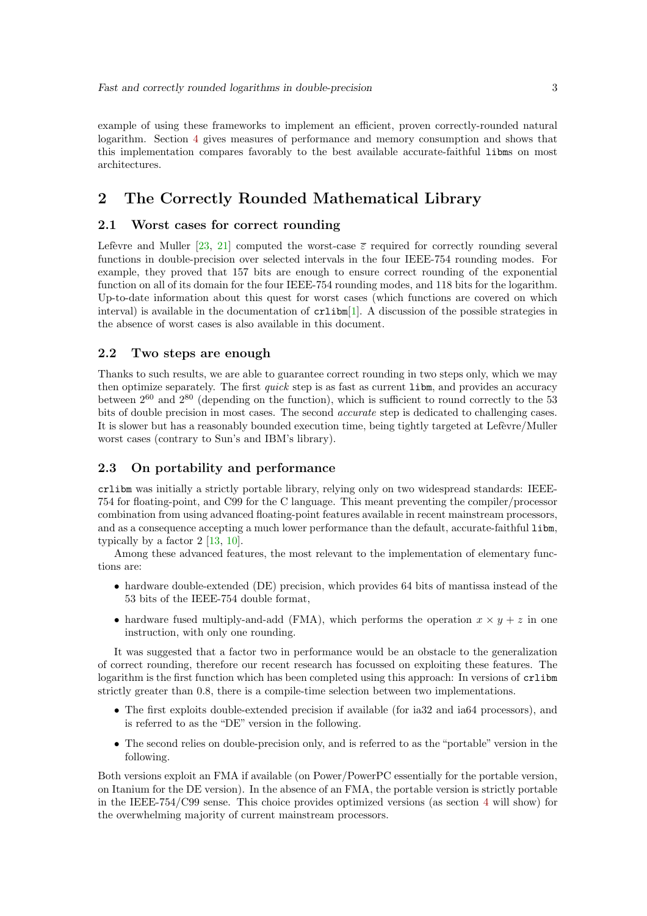example of using these frameworks to implement an efficient, proven correctly-rounded natural logarithm. Section 4 gives measures of performance and memory consumption and shows that this implementation compares favorably to the best available accurate-faithful `libm`s on most architectures.

## 2 The Correctly Rounded Mathematical Library

### 2.1 Worst cases for correct rounding

Lefèvre and Muller [23, 21] computed the worst-case $\overline{\varepsilon}$ required for correctly rounding several functions in double-precision over selected intervals in the four IEEE-754 rounding modes. For example, they proved that 157 bits are enough to ensure correct rounding of the exponential function on all of its domain for the four IEEE-754 rounding modes, and 118 bits for the logarithm. Up-to-date information about this quest for worst cases (which functions are covered on which interval) is available in the documentation of `crlibm`[1]. A discussion of the possible strategies in the absence of worst cases is also available in this document.

### 2.2 Two steps are enough

Thanks to such results, we are able to guarantee correct rounding in two steps only, which we may then optimize separately. The first *quick* step is as fast as current `libm`, and provides an accuracy between $2^{60}$ and $2^{80}$ (depending on the function), which is sufficient to round correctly to the 53 bits of double precision in most cases. The second *accurate* step is dedicated to challenging cases. It is slower but has a reasonably bounded execution time, being tightly targeted at Lefèvre/Muller worst cases (contrary to Sun's and IBM's library).

### 2.3 On portability and performance

`crlibm` was initially a strictly portable library, relying only on two widespread standards: IEEE-754 for floating-point, and C99 for the C language. This meant preventing the compiler/processor combination from using advanced floating-point features available in recent mainstream processors, and as a consequence accepting a much lower performance than the default, accurate-faithful `libm`, typically by a factor 2 [13, 10].

Among these advanced features, the most relevant to the implementation of elementary functions are:

- hardware double-extended (DE) precision, which provides 64 bits of mantissa instead of the 53 bits of the IEEE-754 double format,
- hardware fused multiply-and-add (FMA), which performs the operation $x \times y + z$ in one instruction, with only one rounding.

It was suggested that a factor two in performance would be an obstacle to the generalization of correct rounding, therefore our recent research has focussed on exploiting these features. The logarithm is the first function which has been completed using this approach: In versions of `crlibm` strictly greater than 0.8, there is a compile-time selection between two implementations.

- The first exploits double-extended precision if available (for ia32 and ia64 processors), and is referred to as the "DE" version in the following.
- The second relies on double-precision only, and is referred to as the "portable" version in the following.

Both versions exploit an FMA if available (on Power/PowerPC essentially for the portable version, on Itanium for the DE version). In the absence of an FMA, the portable version is strictly portable in the IEEE-754/C99 sense. This choice provides optimized versions (as section 4 will show) for the overwhelming majority of current mainstream processors.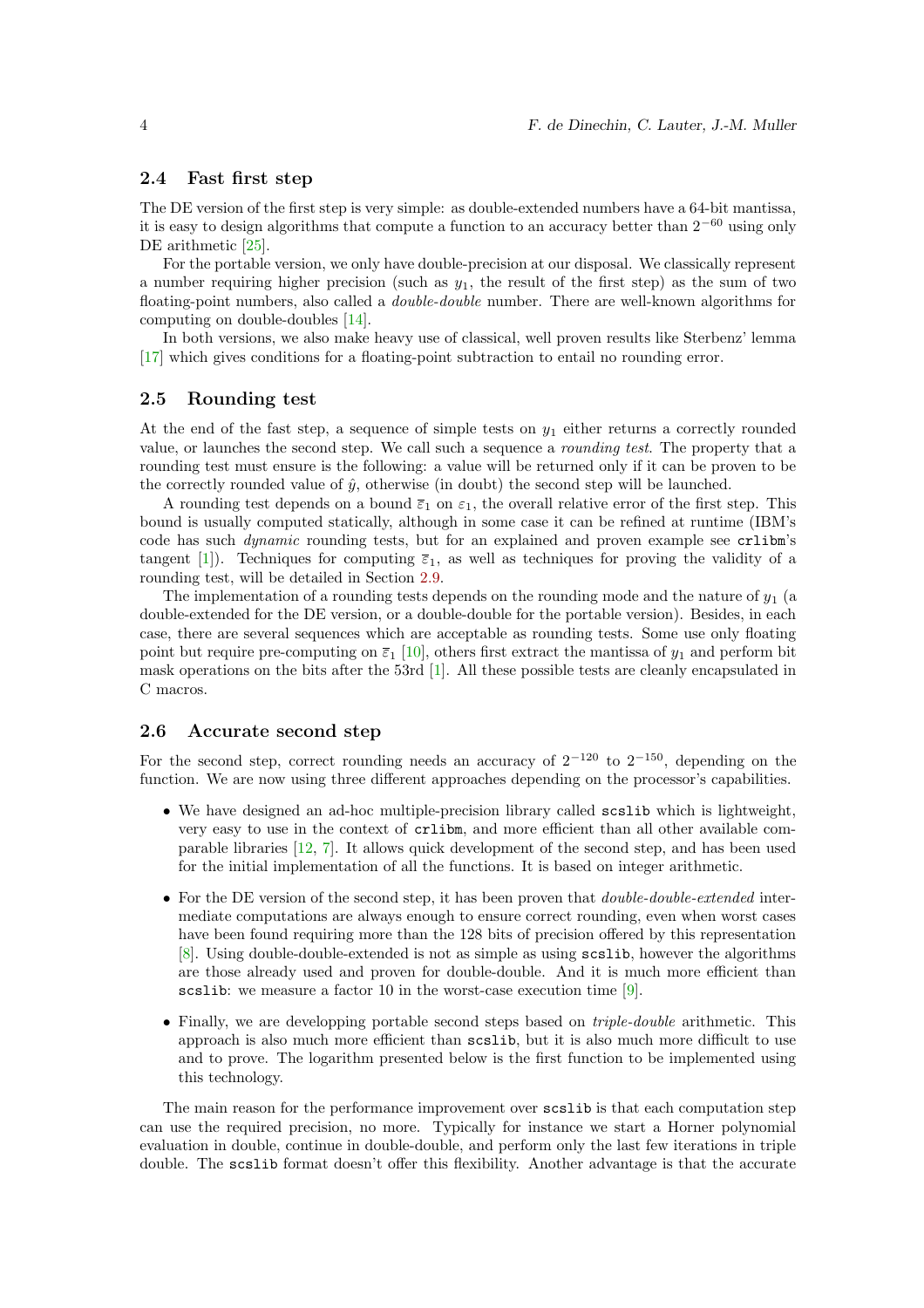## 2.4 Fast first step

The DE version of the first step is very simple: as double-extended numbers have a 64-bit mantissa, it is easy to design algorithms that compute a function to an accuracy better than $2^{-60}$ using only DE arithmetic [25].

For the portable version, we only have double-precision at our disposal. We classically represent a number requiring higher precision (such as $y_1$, the result of the first step) as the sum of two floating-point numbers, also called a *double-double* number. There are well-known algorithms for computing on double-doubles [14].

In both versions, we also make heavy use of classical, well proven results like Sterbenz' lemma [17] which gives conditions for a floating-point subtraction to entail no rounding error.

## 2.5 Rounding test

At the end of the fast step, a sequence of simple tests on $y_1$ either returns a correctly rounded value, or launches the second step. We call such a sequence a *rounding test*. The property that a rounding test must ensure is the following: a value will be returned only if it can be proven to be the correctly rounded value of $\hat{y}$, otherwise (in doubt) the second step will be launched.

A rounding test depends on a bound $\overline{\varepsilon}_1$ on $\varepsilon_1$, the overall relative error of the first step. This bound is usually computed statically, although in some case it can be refined at runtime (IBM's code has such *dynamic* rounding tests, but for an explained and proven example see `crlibm`'s tangent [1]). Techniques for computing $\overline{\varepsilon}_1$, as well as techniques for proving the validity of a rounding test, will be detailed in Section 2.9.

The implementation of a rounding tests depends on the rounding mode and the nature of $y_1$ (a double-extended for the DE version, or a double-double for the portable version). Besides, in each case, there are several sequences which are acceptable as rounding tests. Some use only floating point but require pre-computing on $\overline{\varepsilon}_1$ [10], others first extract the mantissa of $y_1$ and perform bit mask operations on the bits after the 53rd [1]. All these possible tests are cleanly encapsulated in C macros.

## 2.6 Accurate second step

For the second step, correct rounding needs an accuracy of $2^{-120}$ to $2^{-150}$, depending on the function. We are now using three different approaches depending on the processor's capabilities.

- We have designed an ad-hoc multiple-precision library called `scslib` which is lightweight, very easy to use in the context of `crlibm`, and more efficient than all other available comparable libraries [12, 7]. It allows quick development of the second step, and has been used for the initial implementation of all the functions. It is based on integer arithmetic.
- For the DE version of the second step, it has been proven that *double-double-extended* intermediate computations are always enough to ensure correct rounding, even when worst cases have been found requiring more than the 128 bits of precision offered by this representation [8]. Using double-double-extended is not as simple as using `scslib`, however the algorithms are those already used and proven for double-double. And it is much more efficient than `scslib`: we measure a factor 10 in the worst-case execution time [9].
- Finally, we are developping portable second steps based on *triple-double* arithmetic. This approach is also much more efficient than `scslib`, but it is also much more difficult to use and to prove. The logarithm presented below is the first function to be implemented using this technology.

The main reason for the performance improvement over `scslib` is that each computation step can use the required precision, no more. Typically for instance we start a Horner polynomial evaluation in double, continue in double-double, and perform only the last few iterations in triple double. The `scslib` format doesn't offer this flexibility. Another advantage is that the accurate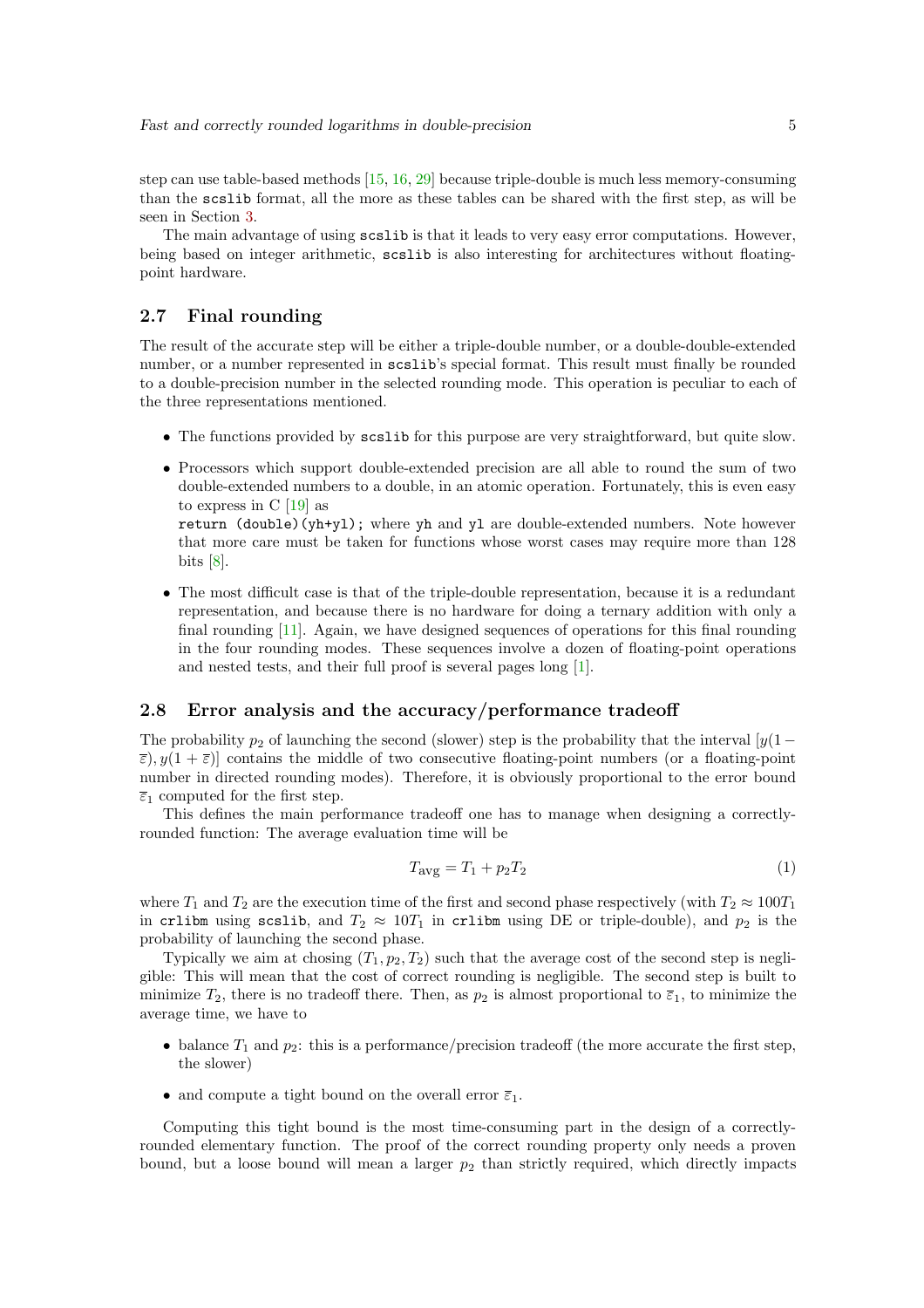step can use table-based methods [15, 16, 29] because triple-double is much less memory-consuming than the `scslib` format, all the more as these tables can be shared with the first step, as will be seen in Section 3.

The main advantage of using `scslib` is that it leads to very easy error computations. However, being based on integer arithmetic, `scslib` is also interesting for architectures without floating-point hardware.

## 2.7 Final rounding

The result of the accurate step will be either a triple-double number, or a double-double-extended number, or a number represented in `scslib`'s special format. This result must finally be rounded to a double-precision number in the selected rounding mode. This operation is peculiar to each of the three representations mentioned.

- The functions provided by `scslib` for this purpose are very straightforward, but quite slow.
- Processors which support double-extended precision are all able to round the sum of two double-extended numbers to a double, in an atomic operation. Fortunately, this is even easy to express in C [19] as
  `return (double)(yh+yl);` where `yh` and `yl` are double-extended numbers. Note however that more care must be taken for functions whose worst cases may require more than 128 bits [8].
- The most difficult case is that of the triple-double representation, because it is a redundant representation, and because there is no hardware for doing a ternary addition with only a final rounding [11]. Again, we have designed sequences of operations for this final rounding in the four rounding modes. These sequences involve a dozen of floating-point operations and nested tests, and their full proof is several pages long [1].

## 2.8 Error analysis and the accuracy/performance tradeoff

The probability $p_2$ of launching the second (slower) step is the probability that the interval $[y(1-\overline{\varepsilon}), y(1+\overline{\varepsilon})]$ contains the middle of two consecutive floating-point numbers (or a floating-point number in directed rounding modes). Therefore, it is obviously proportional to the error bound $\overline{\varepsilon}_1$ computed for the first step.

This defines the main performance tradeoff one has to manage when designing a correctly-rounded function: The average evaluation time will be

$$T_{\text{avg}} = T_1 + p_2 T_2 \tag{1}$$

where $T_1$ and $T_2$ are the execution time of the first and second phase respectively (with $T_2 \approx 100T_1$ in `crlibm` using `scslib`, and $T_2 \approx 10T_1$ in `crlibm` using DE or triple-double), and $p_2$ is the probability of launching the second phase.

Typically we aim at chosing $(T_1, p_2, T_2)$ such that the average cost of the second step is negligible: This will mean that the cost of correct rounding is negligible. The second step is built to minimize $T_2$, there is no tradeoff there. Then, as $p_2$ is almost proportional to $\overline{\varepsilon}_1$, to minimize the average time, we have to

- balance $T_1$ and $p_2$: this is a performance/precision tradeoff (the more accurate the first step, the slower)
- and compute a tight bound on the overall error $\overline{\varepsilon}_1$.

Computing this tight bound is the most time-consuming part in the design of a correctly-rounded elementary function. The proof of the correct rounding property only needs a proven bound, but a loose bound will mean a larger $p_2$ than strictly required, which directly impacts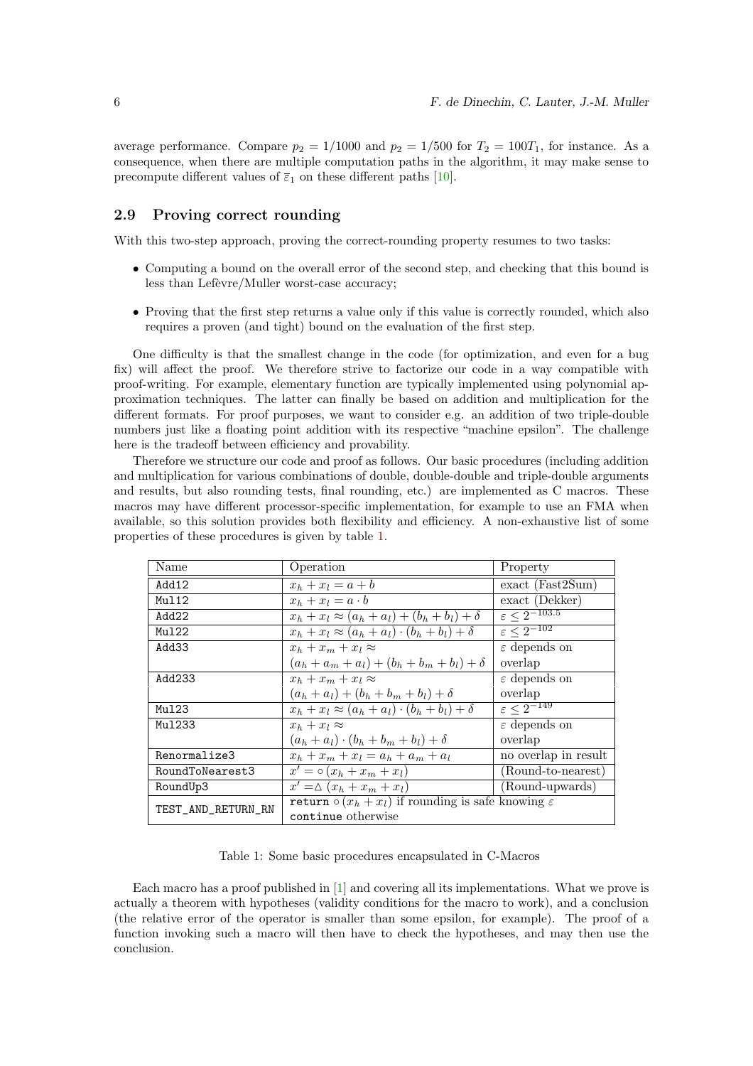average performance. Compare $p_2 = 1/1000$ and $p_2 = 1/500$ for $T_2 = 100T_1$, for instance. As a consequence, when there are multiple computation paths in the algorithm, it may make sense to precompute different values of $\bar{\varepsilon}_1$ on these different paths [10].

### 2.9 Proving correct rounding

With this two-step approach, proving the correct-rounding property resumes to two tasks:

- Computing a bound on the overall error of the second step, and checking that this bound is less than Lefèvre/Muller worst-case accuracy;
- Proving that the first step returns a value only if this value is correctly rounded, which also requires a proven (and tight) bound on the evaluation of the first step.

One difficulty is that the smallest change in the code (for optimization, and even for a bug fix) will affect the proof. We therefore strive to factorize our code in a way compatible with proof-writing. For example, elementary function are typically implemented using polynomial approximation techniques. The latter can finally be based on addition and multiplication for the different formats. For proof purposes, we want to consider e.g. an addition of two triple-double numbers just like a floating point addition with its respective "machine epsilon". The challenge here is the tradeoff between efficiency and provability.

Therefore we structure our code and proof as follows. Our basic procedures (including addition and multiplication for various combinations of double, double-double and triple-double arguments and results, but also rounding tests, final rounding, etc.) are implemented as C macros. These macros may have different processor-specific implementation, for example to use an FMA when available, so this solution provides both flexibility and efficiency. A non-exhaustive list of some properties of these procedures is given by table 1.

| Name | Operation | Property |
|---|---|---|
| `Add12` | $x_h + x_l = a + b$ | exact (Fast2Sum) |
| `Mul12` | $x_h + x_l = a \cdot b$ | exact (Dekker) |
| `Add22` | $x_h + x_l \approx (a_h + a_l) + (b_h + b_l) + \delta$ | $\varepsilon \leq 2^{-103.5}$ |
| `Mul22` | $x_h + x_l \approx (a_h + a_l) \cdot (b_h + b_l) + \delta$ | $\varepsilon \leq 2^{-102}$ |
| `Add33` | $x_h + x_m + x_l \approx (a_h + a_m + a_l) + (b_h + b_m + b_l) + \delta$ | $\varepsilon$ depends on overlap |
| `Add233` | $x_h + x_m + x_l \approx (a_h + a_l) + (b_h + b_m + b_l) + \delta$ | $\varepsilon$ depends on overlap |
| `Mul23` | $x_h + x_l \approx (a_h + a_l) \cdot (b_h + b_l) + \delta$ | $\varepsilon \leq 2^{-149}$ |
| `Mul233` | $x_h + x_l \approx (a_h + a_l) \cdot (b_h + b_m + b_l) + \delta$ | $\varepsilon$ depends on overlap |
| `Renormalize3` | $x_h + x_m + x_l = a_h + a_m + a_l$ | no overlap in result |
| `RoundToNearest3` | $x' = \circ(x_h + x_m + x_l)$ | (Round-to-nearest) |
| `RoundUp3` | $x' = \triangle(x_h + x_m + x_l)$ | (Round-upwards) |
| `TEST_AND_RETURN_RN` | `return` $\circ(x_h + x_l)$ if rounding is safe knowing $\varepsilon$; `continue` otherwise | |

Table 1: Some basic procedures encapsulated in C-Macros

Each macro has a proof published in [1] and covering all its implementations. What we prove is actually a theorem with hypotheses (validity conditions for the macro to work), and a conclusion (the relative error of the operator is smaller than some epsilon, for example). The proof of a function invoking such a macro will then have to check the hypotheses, and may then use the conclusion.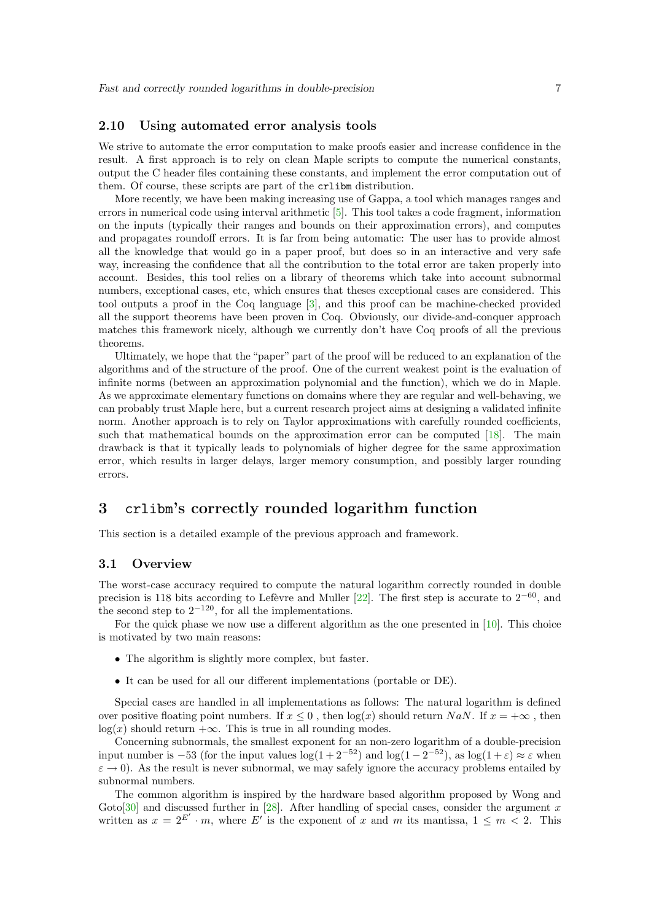### 2.10 Using automated error analysis tools

We strive to automate the error computation to make proofs easier and increase confidence in the result. A first approach is to rely on clean Maple scripts to compute the numerical constants, output the C header files containing these constants, and implement the error computation out of them. Of course, these scripts are part of the `crlibm` distribution.

More recently, we have been making increasing use of Gappa, a tool which manages ranges and errors in numerical code using interval arithmetic [5]. This tool takes a code fragment, information on the inputs (typically their ranges and bounds on their approximation errors), and computes and propagates roundoff errors. It is far from being automatic: The user has to provide almost all the knowledge that would go in a paper proof, but does so in an interactive and very safe way, increasing the confidence that all the contribution to the total error are taken properly into account. Besides, this tool relies on a library of theorems which take into account subnormal numbers, exceptional cases, etc, which ensures that theses exceptional cases are considered. This tool outputs a proof in the Coq language [3], and this proof can be machine-checked provided all the support theorems have been proven in Coq. Obviously, our divide-and-conquer approach matches this framework nicely, although we currently don't have Coq proofs of all the previous theorems.

Ultimately, we hope that the "paper" part of the proof will be reduced to an explanation of the algorithms and of the structure of the proof. One of the current weakest point is the evaluation of infinite norms (between an approximation polynomial and the function), which we do in Maple. As we approximate elementary functions on domains where they are regular and well-behaving, we can probably trust Maple here, but a current research project aims at designing a validated infinite norm. Another approach is to rely on Taylor approximations with carefully rounded coefficients, such that mathematical bounds on the approximation error can be computed [18]. The main drawback is that it typically leads to polynomials of higher degree for the same approximation error, which results in larger delays, larger memory consumption, and possibly larger rounding errors.

## 3 `crlibm`'s correctly rounded logarithm function

This section is a detailed example of the previous approach and framework.

### 3.1 Overview

The worst-case accuracy required to compute the natural logarithm correctly rounded in double precision is 118 bits according to Lefèvre and Muller [22]. The first step is accurate to $2^{-60}$, and the second step to $2^{-120}$, for all the implementations.

For the quick phase we now use a different algorithm as the one presented in [10]. This choice is motivated by two main reasons:

- The algorithm is slightly more complex, but faster.
- It can be used for all our different implementations (portable or DE).

Special cases are handled in all implementations as follows: The natural logarithm is defined over positive floating point numbers. If $x \leq 0$ , then $\log(x)$ should return $NaN$. If $x = +\infty$ , then $\log(x)$ should return $+\infty$. This is true in all rounding modes.

Concerning subnormals, the smallest exponent for an non-zero logarithm of a double-precision input number is $-53$ (for the input values $\log(1 + 2^{-52})$ and $\log(1 - 2^{-52})$, as $\log(1 + \varepsilon) \approx \varepsilon$ when $\varepsilon \rightarrow 0$). As the result is never subnormal, we may safely ignore the accuracy problems entailed by subnormal numbers.

The common algorithm is inspired by the hardware based algorithm proposed by Wong and Goto[30] and discussed further in [28]. After handling of special cases, consider the argument $x$ written as $x = 2^{E'} \cdot m$, where $E'$ is the exponent of $x$ and $m$ its mantissa, $1 \leq m < 2$. This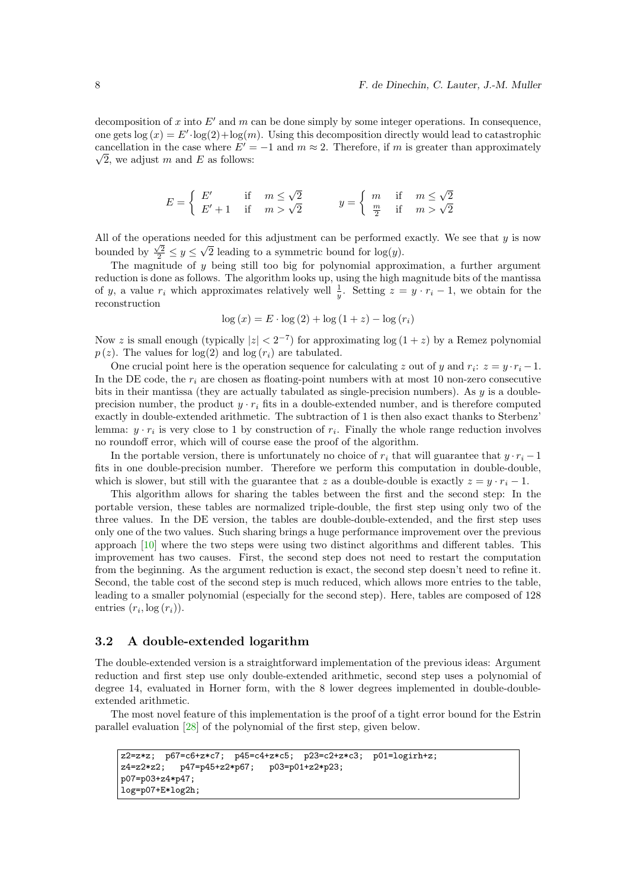decomposition of $x$ into $E'$ and $m$ can be done simply by some integer operations. In consequence, one gets $\log(x) = E' \cdot \log(2) + \log(m)$. Using this decomposition directly would lead to catastrophic cancellation in the case where $E' = -1$ and $m \approx 2$. Therefore, if $m$ is greater than approximately $\sqrt{2}$, we adjust $m$ and $E$ as follows:

$$E = \begin{cases} E' & \text{if} \quad m \leq \sqrt{2} \\ E'+1 & \text{if} \quad m > \sqrt{2} \end{cases} \qquad y = \begin{cases} m & \text{if} \quad m \leq \sqrt{2} \\ \frac{m}{2} & \text{if} \quad m > \sqrt{2} \end{cases}$$

All of the operations needed for this adjustment can be performed exactly. We see that $y$ is now bounded by $\frac{\sqrt{2}}{2} \leq y \leq \sqrt{2}$ leading to a symmetric bound for $\log(y)$.

The magnitude of $y$ being still too big for polynomial approximation, a further argument reduction is done as follows. The algorithm looks up, using the high magnitude bits of the mantissa of $y$, a value $r_i$ which approximates relatively well $\frac{1}{y}$. Setting $z = y \cdot r_i - 1$, we obtain for the reconstruction

$$\log(x) = E \cdot \log(2) + \log(1+z) - \log(r_i)$$

Now $z$ is small enough (typically $|z| < 2^{-7}$) for approximating $\log(1+z)$ by a Remez polynomial $p(z)$. The values for $\log(2)$ and $\log(r_i)$ are tabulated.

One crucial point here is the operation sequence for calculating $z$ out of $y$ and $r_i$: $z = y \cdot r_i - 1$. In the DE code, the $r_i$ are chosen as floating-point numbers with at most 10 non-zero consecutive bits in their mantissa (they are actually tabulated as single-precision numbers). As $y$ is a double-precision number, the product $y \cdot r_i$ fits in a double-extended number, and is therefore computed exactly in double-extended arithmetic. The subtraction of 1 is then also exact thanks to Sterbenz' lemma: $y \cdot r_i$ is very close to 1 by construction of $r_i$. Finally the whole range reduction involves no roundoff error, which will of course ease the proof of the algorithm.

In the portable version, there is unfortunately no choice of $r_i$ that will guarantee that $y \cdot r_i - 1$ fits in one double-precision number. Therefore we perform this computation in double-double, which is slower, but still with the guarantee that $z$ as a double-double is exactly $z = y \cdot r_i - 1$.

This algorithm allows for sharing the tables between the first and the second step: In the portable version, these tables are normalized triple-double, the first step using only two of the three values. In the DE version, the tables are double-double-extended, and the first step uses only one of the two values. Such sharing brings a huge performance improvement over the previous approach [10] where the two steps were using two distinct algorithms and different tables. This improvement has two causes. First, the second step does not need to restart the computation from the beginning. As the argument reduction is exact, the second step doesn't need to refine it. Second, the table cost of the second step is much reduced, which allows more entries to the table, leading to a smaller polynomial (especially for the second step). Here, tables are composed of 128 entries $(r_i, \log(r_i))$.

### 3.2 A double-extended logarithm

The double-extended version is a straightforward implementation of the previous ideas: Argument reduction and first step use only double-extended arithmetic, second step uses a polynomial of degree 14, evaluated in Horner form, with the 8 lower degrees implemented in double-double-extended arithmetic.

The most novel feature of this implementation is the proof of a tight error bound for the Estrin parallel evaluation [28] of the polynomial of the first step, given below.

```
z2=z*z;  p67=c6+z*c7;  p45=c4+z*c5;  p23=c2+z*c3;  p01=logirh+z;
z4=z2*z2;   p47=p45+z2*p67;   p03=p01+z2*p23;
p07=p03+z4*p47;
log=p07+E*log2h;
```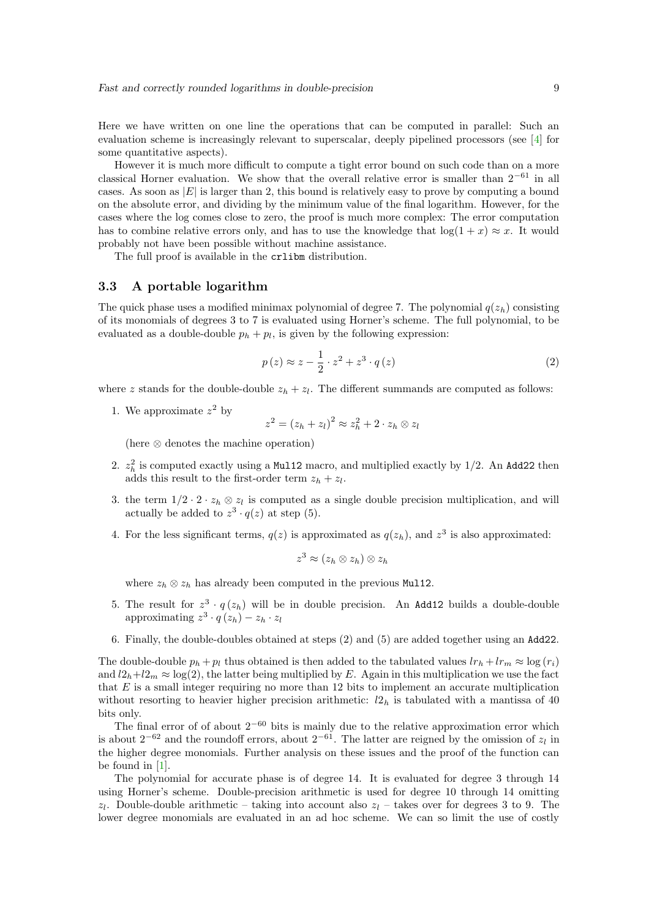Here we have written on one line the operations that can be computed in parallel: Such an evaluation scheme is increasingly relevant to superscalar, deeply pipelined processors (see [4] for some quantitative aspects).

However it is much more difficult to compute a tight error bound on such code than on a more classical Horner evaluation. We show that the overall relative error is smaller than $2^{-61}$ in all cases. As soon as $|E|$ is larger than 2, this bound is relatively easy to prove by computing a bound on the absolute error, and dividing by the minimum value of the final logarithm. However, for the cases where the log comes close to zero, the proof is much more complex: The error computation has to combine relative errors only, and has to use the knowledge that $\log(1+x) \approx x$. It would probably not have been possible without machine assistance.

The full proof is available in the `crlibm` distribution.

### 3.3 A portable logarithm

The quick phase uses a modified minimax polynomial of degree 7. The polynomial $q(z_h)$ consisting of its monomials of degrees 3 to 7 is evaluated using Horner's scheme. The full polynomial, to be evaluated as a double-double $p_h + p_l$, is given by the following expression:

$$p\,(z) \approx z - \frac{1}{2} \cdot z^2 + z^3 \cdot q\,(z) \tag{2}$$

where $z$ stands for the double-double $z_h + z_l$. The different summands are computed as follows:

1. We approximate $z^2$ by
$$z^2 = (z_h + z_l)^2 \approx z_h^2 + 2 \cdot z_h \otimes z_l$$
(here $\otimes$ denotes the machine operation)

2. $z_h^2$ is computed exactly using a `Mul12` macro, and multiplied exactly by $1/2$. An `Add22` then adds this result to the first-order term $z_h + z_l$.

3. the term $1/2 \cdot 2 \cdot z_h \otimes z_l$ is computed as a single double precision multiplication, and will actually be added to $z^3 \cdot q(z)$ at step (5).

4. For the less significant terms, $q(z)$ is approximated as $q(z_h)$, and $z^3$ is also approximated:
$$z^3 \approx (z_h \otimes z_h) \otimes z_h$$
where $z_h \otimes z_h$ has already been computed in the previous `Mul12`.

5. The result for $z^3 \cdot q\,(z_h)$ will be in double precision. An `Add12` builds a double-double approximating $z^3 \cdot q\,(z_h) - z_h \cdot z_l$

6. Finally, the double-doubles obtained at steps (2) and (5) are added together using an `Add22`.

The double-double $p_h + p_l$ thus obtained is then added to the tabulated values $lr_h + lr_m \approx \log(r_i)$ and $l2_h + l2_m \approx \log(2)$, the latter being multiplied by $E$. Again in this multiplication we use the fact that $E$ is a small integer requiring no more than 12 bits to implement an accurate multiplication without resorting to heavier higher precision arithmetic: $l2_h$ is tabulated with a mantissa of 40 bits only.

The final error of of about $2^{-60}$ bits is mainly due to the relative approximation error which is about $2^{-62}$ and the roundoff errors, about $2^{-61}$. The latter are reigned by the omission of $z_l$ in the higher degree monomials. Further analysis on these issues and the proof of the function can be found in [1].

The polynomial for accurate phase is of degree 14. It is evaluated for degree 3 through 14 using Horner's scheme. Double-precision arithmetic is used for degree 10 through 14 omitting $z_l$. Double-double arithmetic – taking into account also $z_l$ – takes over for degrees 3 to 9. The lower degree monomials are evaluated in an ad hoc scheme. We can so limit the use of costly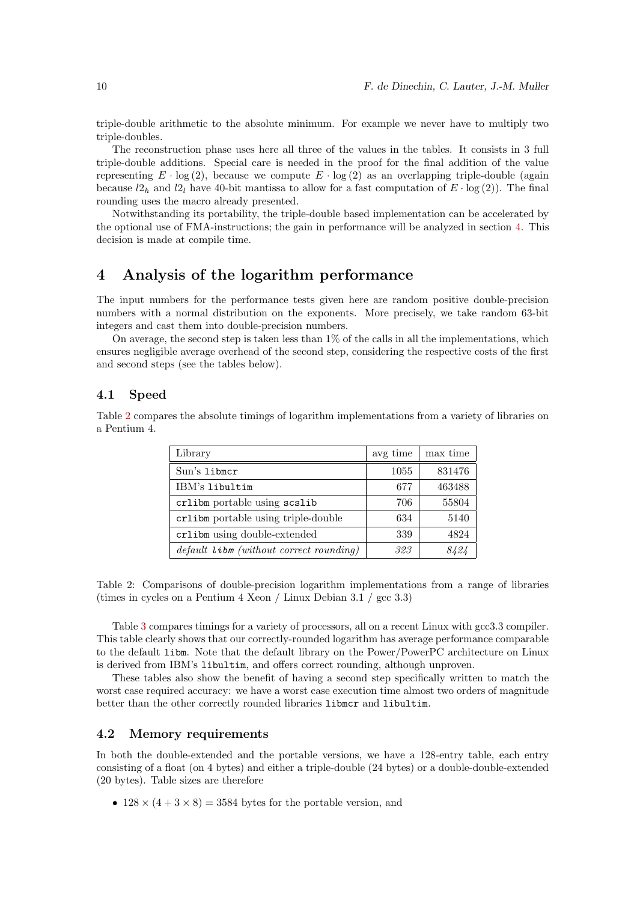triple-double arithmetic to the absolute minimum. For example we never have to multiply two triple-doubles.

The reconstruction phase uses here all three of the values in the tables. It consists in 3 full triple-double additions. Special care is needed in the proof for the final addition of the value representing $E \cdot \log(2)$, because we compute $E \cdot \log(2)$ as an overlapping triple-double (again because $l2_h$ and $l2_l$ have 40-bit mantissa to allow for a fast computation of $E \cdot \log(2)$). The final rounding uses the macro already presented.

Notwithstanding its portability, the triple-double based implementation can be accelerated by the optional use of FMA-instructions; the gain in performance will be analyzed in section 4. This decision is made at compile time.

# 4 Analysis of the logarithm performance

The input numbers for the performance tests given here are random positive double-precision numbers with a normal distribution on the exponents. More precisely, we take random 63-bit integers and cast them into double-precision numbers.

On average, the second step is taken less than 1% of the calls in all the implementations, which ensures negligible average overhead of the second step, considering the respective costs of the first and second steps (see the tables below).

## 4.1 Speed

Table 2 compares the absolute timings of logarithm implementations from a variety of libraries on a Pentium 4.

| Library | avg time | max time |
|---|---|---|
| Sun's `libmcr` | 1055 | 831476 |
| IBM's `libultim` | 677 | 463488 |
| `crlibm` portable using `scslib` | 706 | 55804 |
| `crlibm` portable using triple-double | 634 | 5140 |
| `crlibm` using double-extended | 339 | 4824 |
| *default* `libm` *(without correct rounding)* | *323* | *8424* |

Table 2: Comparisons of double-precision logarithm implementations from a range of libraries (times in cycles on a Pentium 4 Xeon / Linux Debian 3.1 / gcc 3.3)

Table 3 compares timings for a variety of processors, all on a recent Linux with gcc3.3 compiler. This table clearly shows that our correctly-rounded logarithm has average performance comparable to the default `libm`. Note that the default library on the Power/PowerPC architecture on Linux is derived from IBM's `libultim`, and offers correct rounding, although unproven.

These tables also show the benefit of having a second step specifically written to match the worst case required accuracy: we have a worst case execution time almost two orders of magnitude better than the other correctly rounded libraries `libmcr` and `libultim`.

## 4.2 Memory requirements

In both the double-extended and the portable versions, we have a 128-entry table, each entry consisting of a float (on 4 bytes) and either a triple-double (24 bytes) or a double-double-extended (20 bytes). Table sizes are therefore

- $128 \times (4 + 3 \times 8) = 3584$ bytes for the portable version, and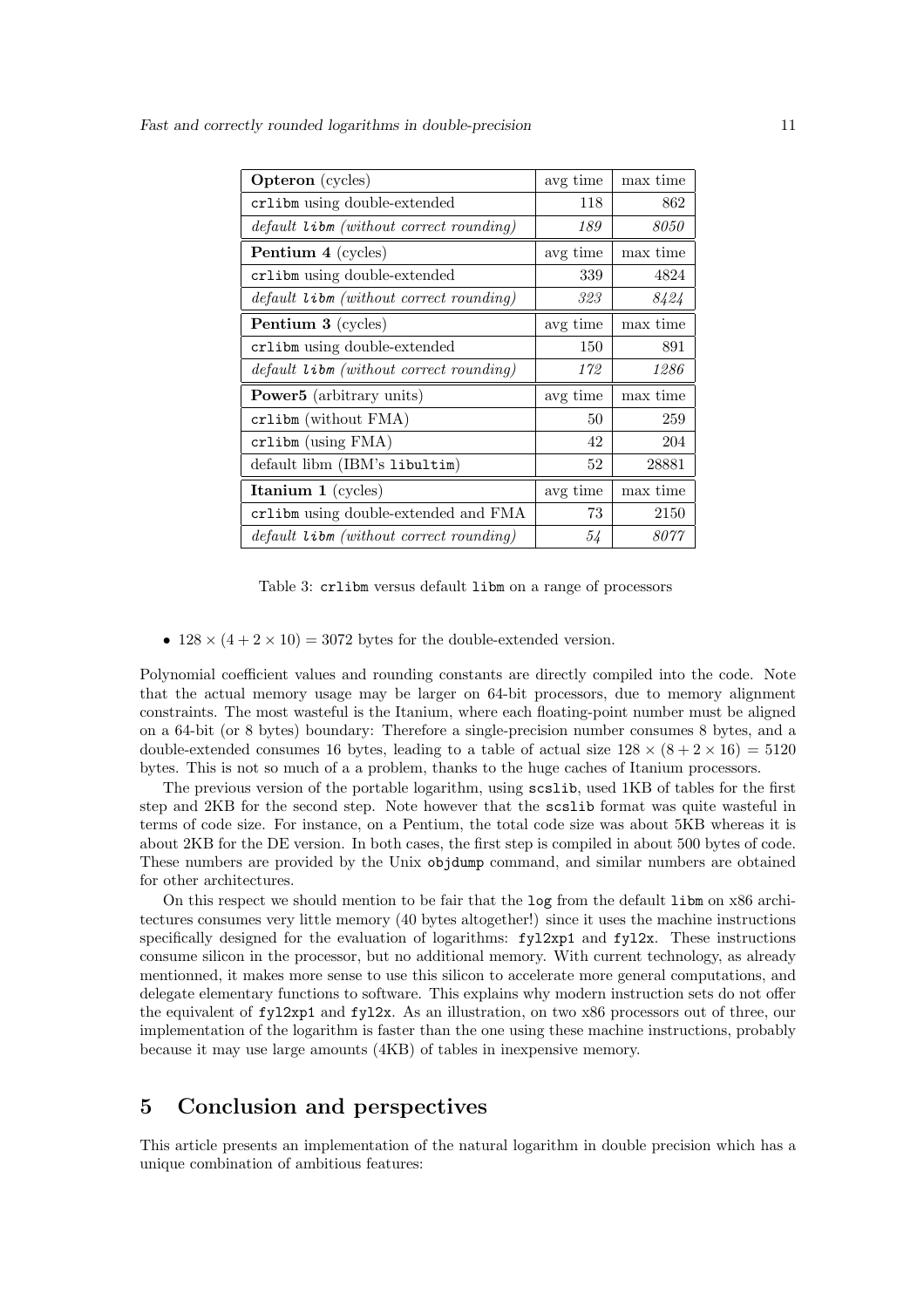| **Opteron** (cycles) | avg time | max time |
|---|---|---|
| `crlibm` using double-extended | 118 | 862 |
| *default `libm` (without correct rounding)* | *189* | *8050* |
| **Pentium 4** (cycles) | avg time | max time |
| `crlibm` using double-extended | 339 | 4824 |
| *default `libm` (without correct rounding)* | *323* | *8424* |
| **Pentium 3** (cycles) | avg time | max time |
| `crlibm` using double-extended | 150 | 891 |
| *default `libm` (without correct rounding)* | *172* | *1286* |
| **Power5** (arbitrary units) | avg time | max time |
| `crlibm` (without FMA) | 50 | 259 |
| `crlibm` (using FMA) | 42 | 204 |
| default libm (IBM's `libultim`) | 52 | 28881 |
| **Itanium 1** (cycles) | avg time | max time |
| `crlibm` using double-extended and FMA | 73 | 2150 |
| *default `libm` (without correct rounding)* | *54* | *8077* |

Table 3: `crlibm` versus default `libm` on a range of processors

- $128 \times (4 + 2 \times 10) = 3072$ bytes for the double-extended version.

Polynomial coefficient values and rounding constants are directly compiled into the code. Note that the actual memory usage may be larger on 64-bit processors, due to memory alignment constraints. The most wasteful is the Itanium, where each floating-point number must be aligned on a 64-bit (or 8 bytes) boundary: Therefore a single-precision number consumes 8 bytes, and a double-extended consumes 16 bytes, leading to a table of actual size $128 \times (8 + 2 \times 16) = 5120$ bytes. This is not so much of a a problem, thanks to the huge caches of Itanium processors.

The previous version of the portable logarithm, using `scslib`, used 1KB of tables for the first step and 2KB for the second step. Note however that the `scslib` format was quite wasteful in terms of code size. For instance, on a Pentium, the total code size was about 5KB whereas it is about 2KB for the DE version. In both cases, the first step is compiled in about 500 bytes of code. These numbers are provided by the Unix `objdump` command, and similar numbers are obtained for other architectures.

On this respect we should mention to be fair that the `log` from the default `libm` on x86 architectures consumes very little memory (40 bytes altogether!) since it uses the machine instructions specifically designed for the evaluation of logarithms: `fyl2xp1` and `fyl2x`. These instructions consume silicon in the processor, but no additional memory. With current technology, as already mentionned, it makes more sense to use this silicon to accelerate more general computations, and delegate elementary functions to software. This explains why modern instruction sets do not offer the equivalent of `fyl2xp1` and `fyl2x`. As an illustration, on two x86 processors out of three, our implementation of the logarithm is faster than the one using these machine instructions, probably because it may use large amounts (4KB) of tables in inexpensive memory.

## 5 Conclusion and perspectives

This article presents an implementation of the natural logarithm in double precision which has a unique combination of ambitious features: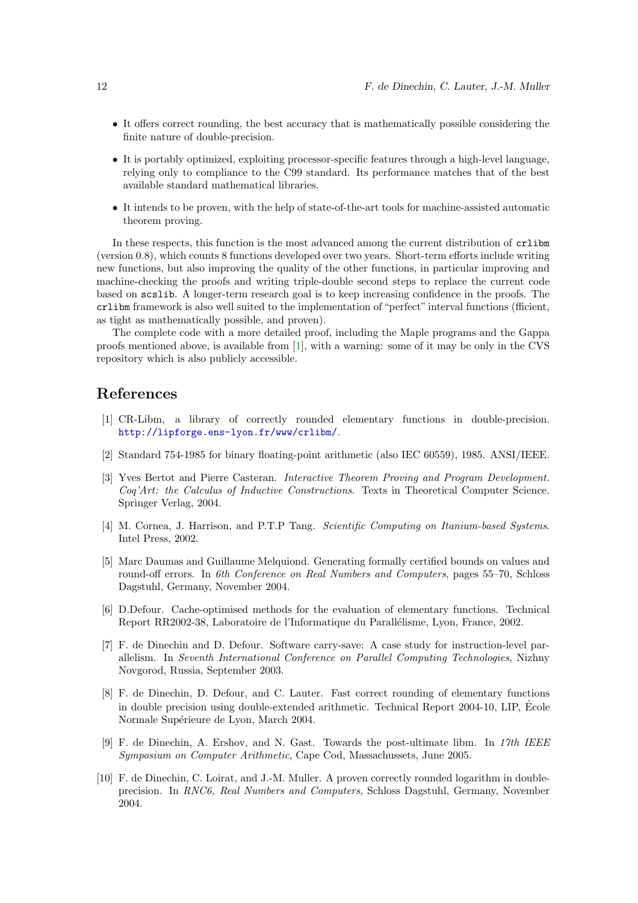- It offers correct rounding, the best accuracy that is mathematically possible considering the finite nature of double-precision.
- It is portably optimized, exploiting processor-specific features through a high-level language, relying only to compliance to the C99 standard. Its performance matches that of the best available standard mathematical libraries.
- It intends to be proven, with the help of state-of-the-art tools for machine-assisted automatic theorem proving.

In these respects, this function is the most advanced among the current distribution of `crlibm` (version 0.8), which counts 8 functions developed over two years. Short-term efforts include writing new functions, but also improving the quality of the other functions, in particular improving and machine-checking the proofs and writing triple-double second steps to replace the current code based on `scslib`. A longer-term research goal is to keep increasing confidence in the proofs. The `crlibm` framework is also well suited to the implementation of "perfect" interval functions (fficient, as tight as mathematically possible, and proven).

The complete code with a more detailed proof, including the Maple programs and the Gappa proofs mentioned above, is available from [1], with a warning: some of it may be only in the CVS repository which is also publicly accessible.

## References

[1] CR-Libm, a library of correctly rounded elementary functions in double-precision. http://lipforge.ens-lyon.fr/www/crlibm/.

[2] Standard 754-1985 for binary floating-point arithmetic (also IEC 60559), 1985. ANSI/IEEE.

[3] Yves Bertot and Pierre Casteran. *Interactive Theorem Proving and Program Development. Coq'Art: the Calculus of Inductive Constructions*. Texts in Theoretical Computer Science. Springer Verlag, 2004.

[4] M. Cornea, J. Harrison, and P.T.P Tang. *Scientific Computing on Itanium-based Systems*. Intel Press, 2002.

[5] Marc Daumas and Guillaume Melquiond. Generating formally certified bounds on values and round-off errors. In *6th Conference on Real Numbers and Computers*, pages 55–70, Schloss Dagstuhl, Germany, November 2004.

[6] D.Defour. Cache-optimised methods for the evaluation of elementary functions. Technical Report RR2002-38, Laboratoire de l'Informatique du Parallélisme, Lyon, France, 2002.

[7] F. de Dinechin and D. Defour. Software carry-save: A case study for instruction-level parallelism. In *Seventh International Conference on Parallel Computing Technologies*, Nizhny Novgorod, Russia, September 2003.

[8] F. de Dinechin, D. Defour, and C. Lauter. Fast correct rounding of elementary functions in double precision using double-extended arithmetic. Technical Report 2004-10, LIP, École Normale Supérieure de Lyon, March 2004.

[9] F. de Dinechin, A. Ershov, and N. Gast. Towards the post-ultimate libm. In *17th IEEE Symposium on Computer Arithmetic*, Cape Cod, Massachussets, June 2005.

[10] F. de Dinechin, C. Loirat, and J.-M. Muller. A proven correctly rounded logarithm in double-precision. In *RNC6, Real Numbers and Computers*, Schloss Dagstuhl, Germany, November 2004.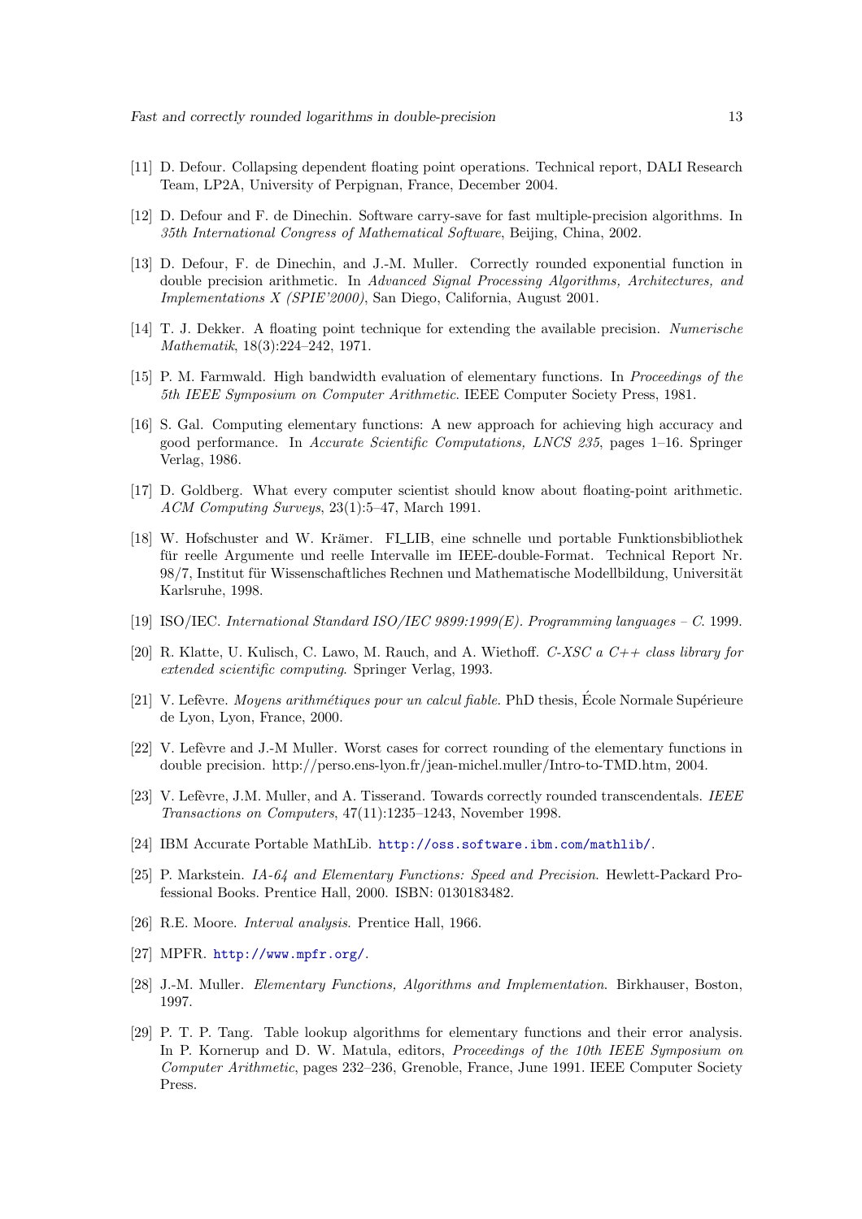[11] D. Defour. Collapsing dependent floating point operations. Technical report, DALI Research Team, LP2A, University of Perpignan, France, December 2004.

[12] D. Defour and F. de Dinechin. Software carry-save for fast multiple-precision algorithms. In *35th International Congress of Mathematical Software*, Beijing, China, 2002.

[13] D. Defour, F. de Dinechin, and J.-M. Muller. Correctly rounded exponential function in double precision arithmetic. In *Advanced Signal Processing Algorithms, Architectures, and Implementations X (SPIE'2000)*, San Diego, California, August 2001.

[14] T. J. Dekker. A floating point technique for extending the available precision. *Numerische Mathematik*, 18(3):224–242, 1971.

[15] P. M. Farmwald. High bandwidth evaluation of elementary functions. In *Proceedings of the 5th IEEE Symposium on Computer Arithmetic*. IEEE Computer Society Press, 1981.

[16] S. Gal. Computing elementary functions: A new approach for achieving high accuracy and good performance. In *Accurate Scientific Computations, LNCS 235*, pages 1–16. Springer Verlag, 1986.

[17] D. Goldberg. What every computer scientist should know about floating-point arithmetic. *ACM Computing Surveys*, 23(1):5–47, March 1991.

[18] W. Hofschuster and W. Krämer. FI_LIB, eine schnelle und portable Funktionsbibliothek für reelle Argumente und reelle Intervalle im IEEE-double-Format. Technical Report Nr. 98/7, Institut für Wissenschaftliches Rechnen und Mathematische Modellbildung, Universität Karlsruhe, 1998.

[19] ISO/IEC. *International Standard ISO/IEC 9899:1999(E). Programming languages – C*. 1999.

[20] R. Klatte, U. Kulisch, C. Lawo, M. Rauch, and A. Wiethoff. *C-XSC a C++ class library for extended scientific computing*. Springer Verlag, 1993.

[21] V. Lefèvre. *Moyens arithmétiques pour un calcul fiable*. PhD thesis, École Normale Supérieure de Lyon, Lyon, France, 2000.

[22] V. Lefèvre and J.-M Muller. Worst cases for correct rounding of the elementary functions in double precision. http://perso.ens-lyon.fr/jean-michel.muller/Intro-to-TMD.htm, 2004.

[23] V. Lefèvre, J.M. Muller, and A. Tisserand. Towards correctly rounded transcendentals. *IEEE Transactions on Computers*, 47(11):1235–1243, November 1998.

[24] IBM Accurate Portable MathLib. http://oss.software.ibm.com/mathlib/.

[25] P. Markstein. *IA-64 and Elementary Functions: Speed and Precision*. Hewlett-Packard Professional Books. Prentice Hall, 2000. ISBN: 0130183482.

[26] R.E. Moore. *Interval analysis*. Prentice Hall, 1966.

[27] MPFR. http://www.mpfr.org/.

[28] J.-M. Muller. *Elementary Functions, Algorithms and Implementation*. Birkhauser, Boston, 1997.

[29] P. T. P. Tang. Table lookup algorithms for elementary functions and their error analysis. In P. Kornerup and D. W. Matula, editors, *Proceedings of the 10th IEEE Symposium on Computer Arithmetic*, pages 232–236, Grenoble, France, June 1991. IEEE Computer Society Press.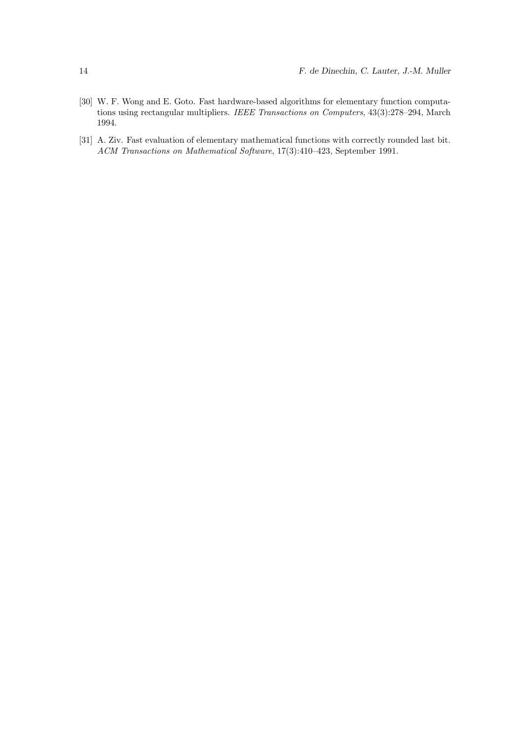[30] W. F. Wong and E. Goto. Fast hardware-based algorithms for elementary function computations using rectangular multipliers. *IEEE Transactions on Computers*, 43(3):278–294, March 1994.

[31] A. Ziv. Fast evaluation of elementary mathematical functions with correctly rounded last bit. *ACM Transactions on Mathematical Software*, 17(3):410–423, September 1991.